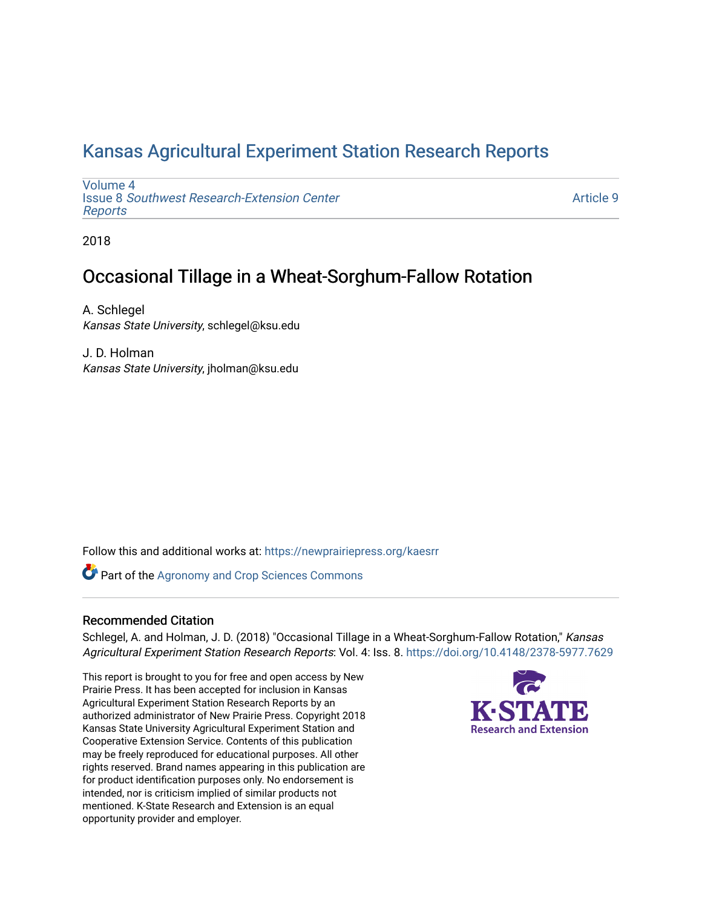# Kansas Agricultural Experiment Station Research Reports

Volume 4
Issue 8 *Southwest Research-Extension Center Reports*

Article 9

2018

## Occasional Tillage in a Wheat-Sorghum-Fallow Rotation

A. Schlegel
*Kansas State University*, schlegel@ksu.edu

J. D. Holman
*Kansas State University*, jholman@ksu.edu

Follow this and additional works at: https://newprairiepress.org/kaesrr

Part of the Agronomy and Crop Sciences Commons

### Recommended Citation

Schlegel, A. and Holman, J. D. (2018) "Occasional Tillage in a Wheat-Sorghum-Fallow Rotation," *Kansas Agricultural Experiment Station Research Reports*: Vol. 4: Iss. 8. https://doi.org/10.4148/2378-5977.7629

This report is brought to you for free and open access by New Prairie Press. It has been accepted for inclusion in Kansas Agricultural Experiment Station Research Reports by an authorized administrator of New Prairie Press. Copyright 2018 Kansas State University Agricultural Experiment Station and Cooperative Extension Service. Contents of this publication may be freely reproduced for educational purposes. All other rights reserved. Brand names appearing in this publication are for product identification purposes only. No endorsement is intended, nor is criticism implied of similar products not mentioned. K-State Research and Extension is an equal opportunity provider and employer.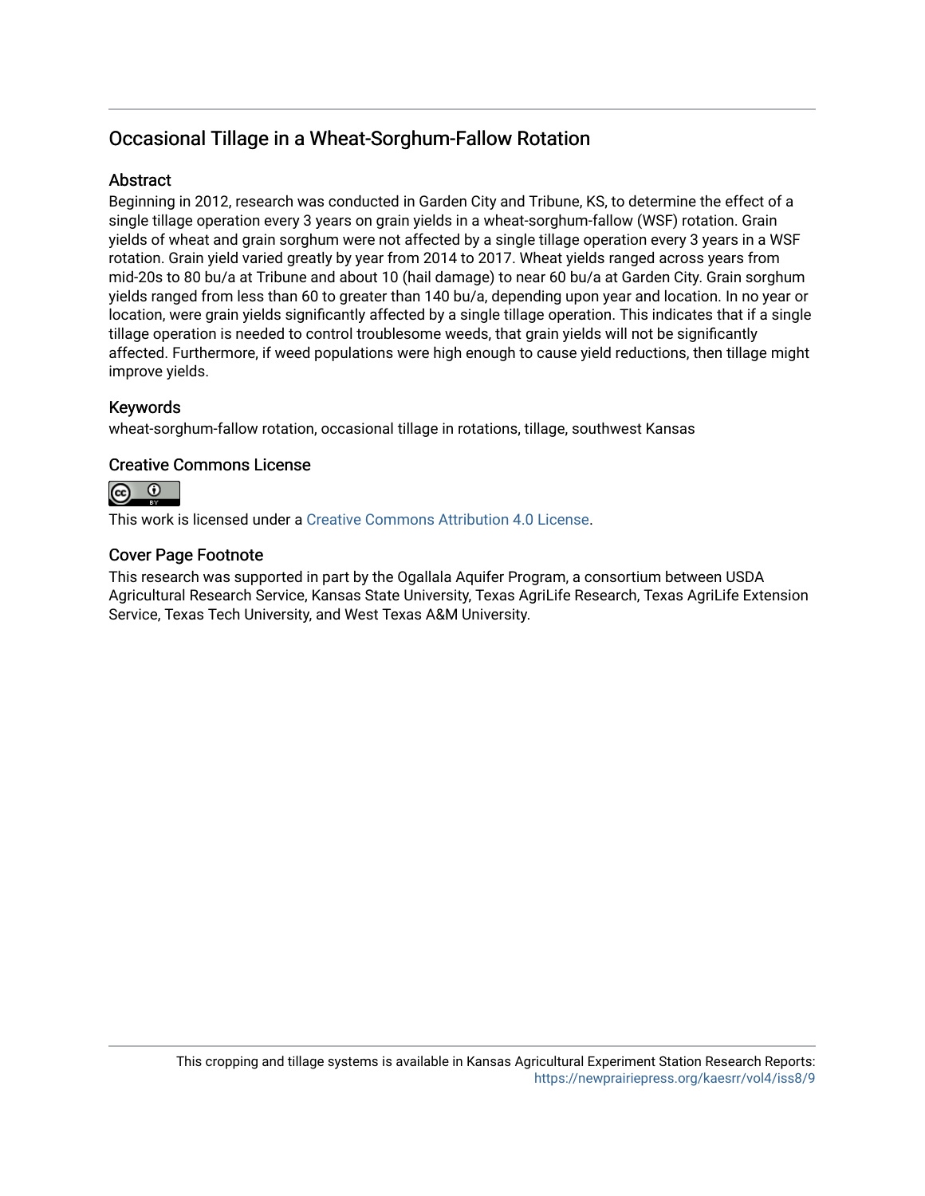## Occasional Tillage in a Wheat-Sorghum-Fallow Rotation

### Abstract

Beginning in 2012, research was conducted in Garden City and Tribune, KS, to determine the effect of a single tillage operation every 3 years on grain yields in a wheat-sorghum-fallow (WSF) rotation. Grain yields of wheat and grain sorghum were not affected by a single tillage operation every 3 years in a WSF rotation. Grain yield varied greatly by year from 2014 to 2017. Wheat yields ranged across years from mid-20s to 80 bu/a at Tribune and about 10 (hail damage) to near 60 bu/a at Garden City. Grain sorghum yields ranged from less than 60 to greater than 140 bu/a, depending upon year and location. In no year or location, were grain yields significantly affected by a single tillage operation. This indicates that if a single tillage operation is needed to control troublesome weeds, that grain yields will not be significantly affected. Furthermore, if weed populations were high enough to cause yield reductions, then tillage might improve yields.

### Keywords

wheat-sorghum-fallow rotation, occasional tillage in rotations, tillage, southwest Kansas

### Creative Commons License

This work is licensed under a Creative Commons Attribution 4.0 License.

### Cover Page Footnote

This research was supported in part by the Ogallala Aquifer Program, a consortium between USDA Agricultural Research Service, Kansas State University, Texas AgriLife Research, Texas AgriLife Extension Service, Texas Tech University, and West Texas A&M University.

This cropping and tillage systems is available in Kansas Agricultural Experiment Station Research Reports: https://newprairiepress.org/kaesrr/vol4/iss8/9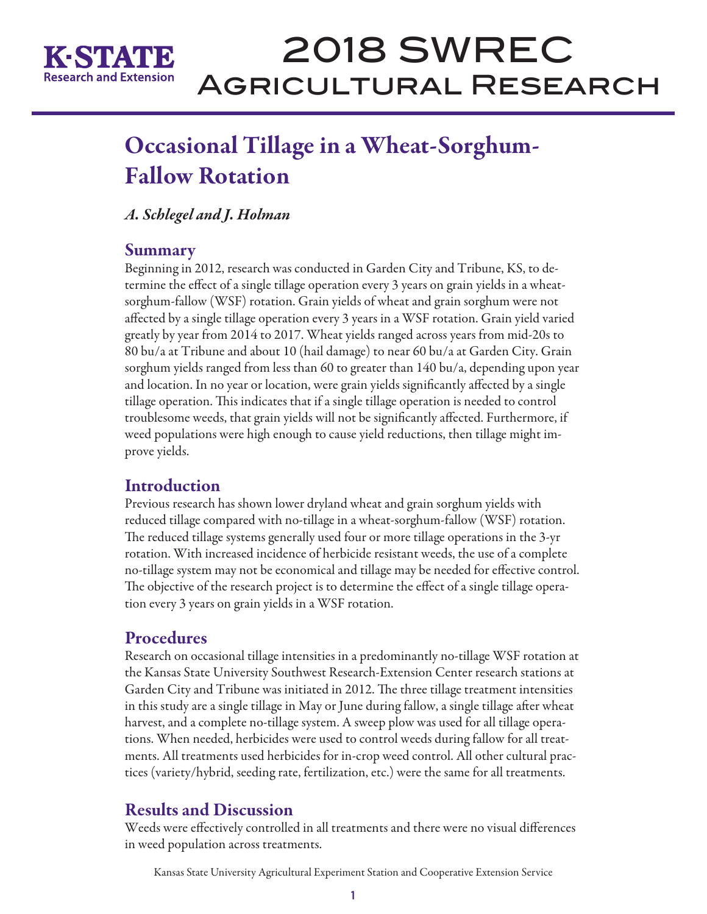# Occational Tillage in a Wheat-Sorghum-Fallow Rotation

*A. Schlegel and J. Holman*

## Summary

Beginning in 2012, research was conducted in Garden City and Tribune, KS, to determine the effect of a single tillage operation every 3 years on grain yields in a wheat-sorghum-fallow (WSF) rotation. Grain yields of wheat and grain sorghum were not affected by a single tillage operation every 3 years in a WSF rotation. Grain yield varied greatly by year from 2014 to 2017. Wheat yields ranged across years from mid-20s to 80 bu/a at Tribune and about 10 (hail damage) to near 60 bu/a at Garden City. Grain sorghum yields ranged from less than 60 to greater than 140 bu/a, depending upon year and location. In no year or location, were grain yields significantly affected by a single tillage operation. This indicates that if a single tillage operation is needed to control troublesome weeds, that grain yields will not be significantly affected. Furthermore, if weed populations were high enough to cause yield reductions, then tillage might improve yields.

## Introduction

Previous research has shown lower dryland wheat and grain sorghum yields with reduced tillage compared with no-tillage in a wheat-sorghum-fallow (WSF) rotation. The reduced tillage systems generally used four or more tillage operations in the 3-yr rotation. With increased incidence of herbicide resistant weeds, the use of a complete no-tillage system may not be economical and tillage may be needed for effective control. The objective of the research project is to determine the effect of a single tillage operation every 3 years on grain yields in a WSF rotation.

## Procedures

Research on occasional tillage intensities in a predominantly no-tillage WSF rotation at the Kansas State University Southwest Research-Extension Center research stations at Garden City and Tribune was initiated in 2012. The three tillage treatment intensities in this study are a single tillage in May or June during fallow, a single tillage after wheat harvest, and a complete no-tillage system. A sweep plow was used for all tillage operations. When needed, herbicides were used to control weeds during fallow for all treatments. All treatments used herbicides for in-crop weed control. All other cultural practices (variety/hybrid, seeding rate, fertilization, etc.) were the same for all treatments.

## Results and Discussion

Weeds were effectively controlled in all treatments and there were no visual differences in weed population across treatments.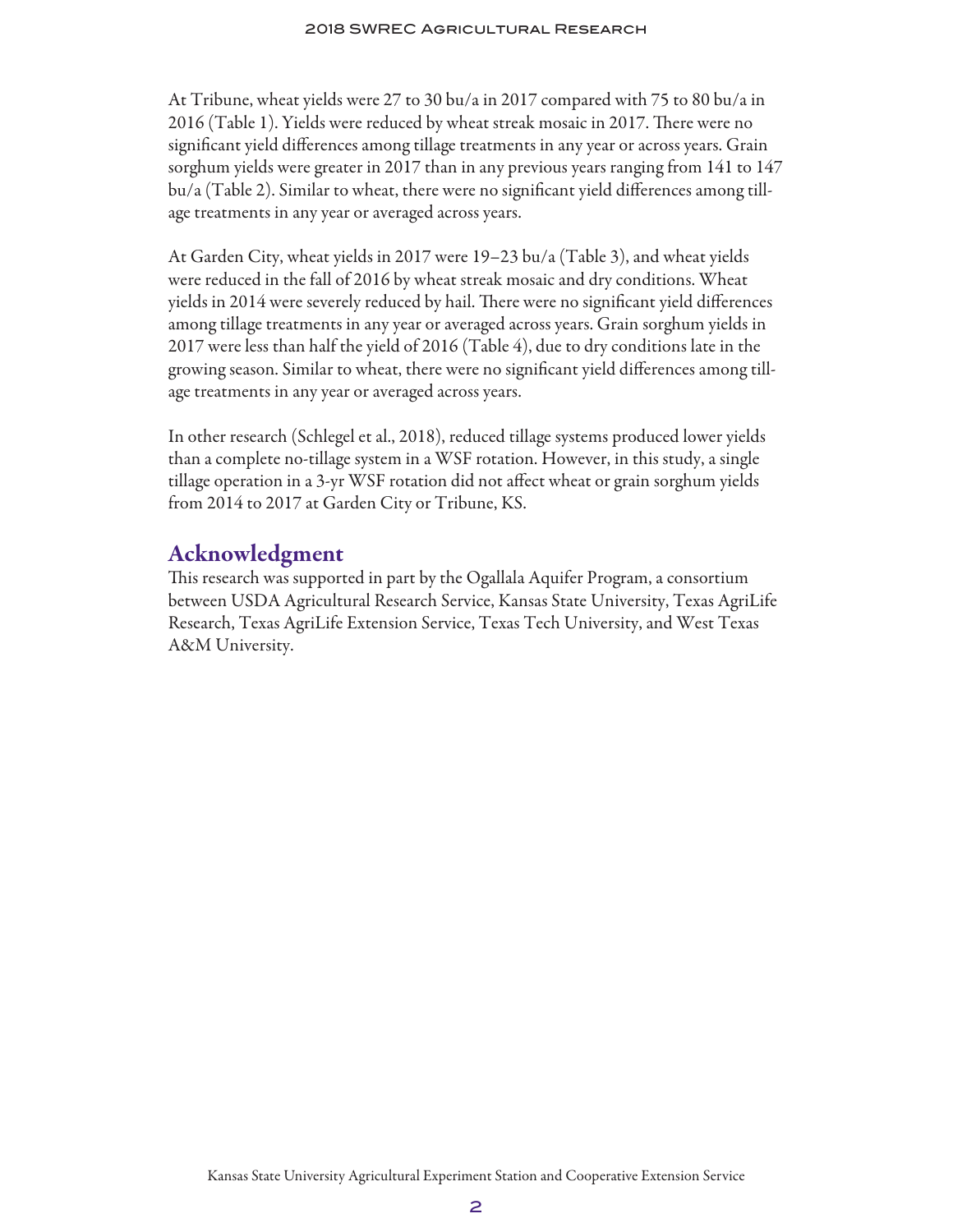At Tribune, wheat yields were 27 to 30 bu/a in 2017 compared with 75 to 80 bu/a in 2016 (Table 1). Yields were reduced by wheat streak mosaic in 2017. There were no significant yield differences among tillage treatments in any year or across years. Grain sorghum yields were greater in 2017 than in any previous years ranging from 141 to 147 bu/a (Table 2). Similar to wheat, there were no significant yield differences among tillage treatments in any year or averaged across years.

At Garden City, wheat yields in 2017 were 19–23 bu/a (Table 3), and wheat yields were reduced in the fall of 2016 by wheat streak mosaic and dry conditions. Wheat yields in 2014 were severely reduced by hail. There were no significant yield differences among tillage treatments in any year or averaged across years. Grain sorghum yields in 2017 were less than half the yield of 2016 (Table 4), due to dry conditions late in the growing season. Similar to wheat, there were no significant yield differences among tillage treatments in any year or averaged across years.

In other research (Schlegel et al., 2018), reduced tillage systems produced lower yields than a complete no-tillage system in a WSF rotation. However, in this study, a single tillage operation in a 3-yr WSF rotation did not affect wheat or grain sorghum yields from 2014 to 2017 at Garden City or Tribune, KS.

## Acknowledgment

This research was supported in part by the Ogallala Aquifer Program, a consortium between USDA Agricultural Research Service, Kansas State University, Texas AgriLife Research, Texas AgriLife Extension Service, Texas Tech University, and West Texas A&M University.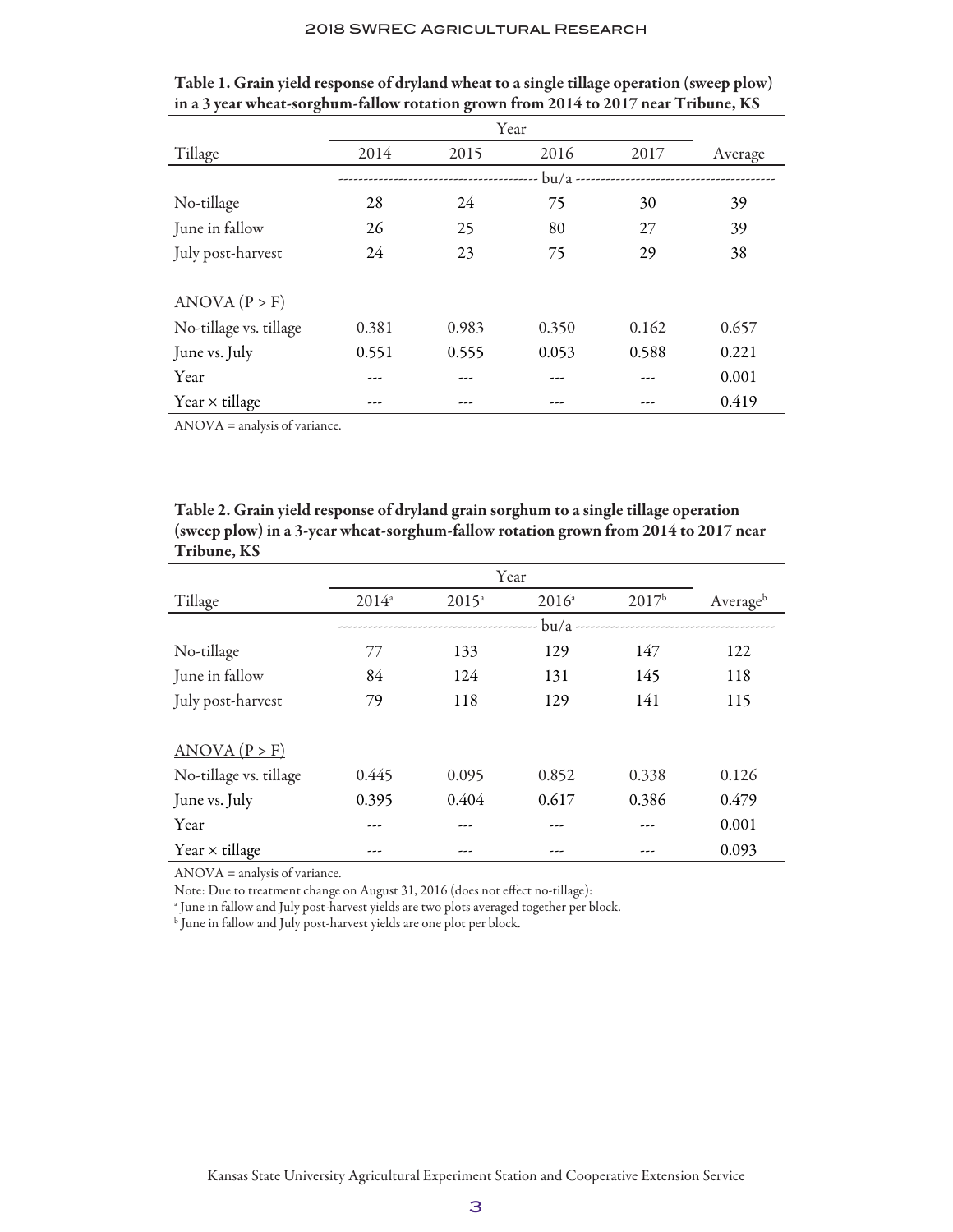**Table 1. Grain yield response of dryland wheat to a single tillage operation (sweep plow) in a 3 year wheat-sorghum-fallow rotation grown from 2014 to 2017 near Tribune, KS**

| | Year | | | | |
|---|---|---|---|---|---|
| Tillage | 2014 | 2015 | 2016 | 2017 | Average |
| | bu/a | | | | |
| No-tillage | 28 | 24 | 75 | 30 | 39 |
| June in fallow | 26 | 25 | 80 | 27 | 39 |
| July post-harvest | 24 | 23 | 75 | 29 | 38 |
| ANOVA (P > F) | | | | | |
| No-tillage vs. tillage | 0.381 | 0.983 | 0.350 | 0.162 | 0.657 |
| June vs. July | 0.551 | 0.555 | 0.053 | 0.588 | 0.221 |
| Year | --- | --- | --- | --- | 0.001 |
| Year × tillage | --- | --- | --- | --- | 0.419 |

ANOVA = analysis of variance.

**Table 2. Grain yield response of dryland grain sorghum to a single tillage operation (sweep plow) in a 3-year wheat-sorghum-fallow rotation grown from 2014 to 2017 near Tribune, KS**

| | Year | | | | |
|---|---|---|---|---|---|
| Tillage | 2014[a] | 2015[a] | 2016[a] | 2017[b] | Average[b] |
| | bu/a | | | | |
| No-tillage | 77 | 133 | 129 | 147 | 122 |
| June in fallow | 84 | 124 | 131 | 145 | 118 |
| July post-harvest | 79 | 118 | 129 | 141 | 115 |
| ANOVA (P > F) | | | | | |
| No-tillage vs. tillage | 0.445 | 0.095 | 0.852 | 0.338 | 0.126 |
| June vs. July | 0.395 | 0.404 | 0.617 | 0.386 | 0.479 |
| Year | --- | --- | --- | --- | 0.001 |
| Year × tillage | --- | --- | --- | --- | 0.093 |

ANOVA = analysis of variance.

Note: Due to treatment change on August 31, 2016 (does not effect no-tillage):

[a] June in fallow and July post-harvest yields are two plots averaged together per block.

[b] June in fallow and July post-harvest yields are one plot per block.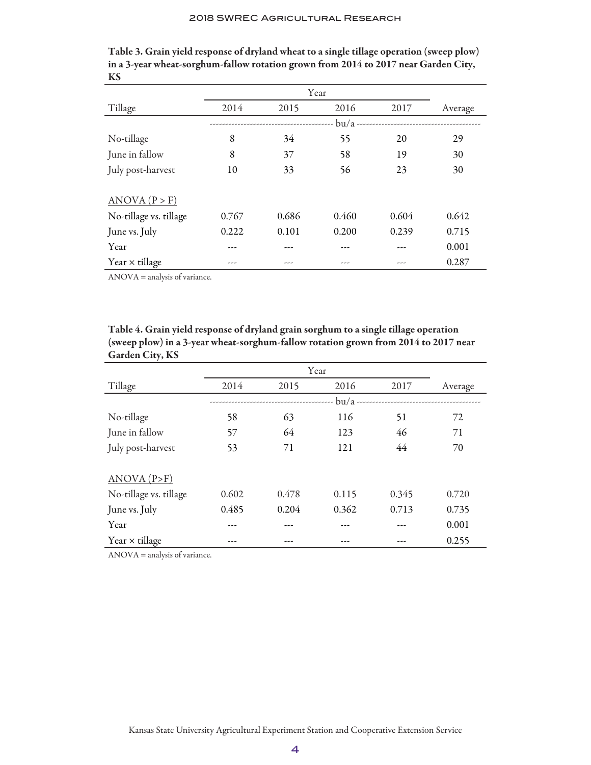**Table 3. Grain yield response of dryland wheat to a single tillage operation (sweep plow) in a 3-year wheat-sorghum-fallow rotation grown from 2014 to 2017 near Garden City, KS**

| | Year | | | | |
|---|---|---|---|---|---|
| Tillage | 2014 | 2015 | 2016 | 2017 | Average |
| | bu/a | | | | |
| No-tillage | 8 | 34 | 55 | 20 | 29 |
| June in fallow | 8 | 37 | 58 | 19 | 30 |
| July post-harvest | 10 | 33 | 56 | 23 | 30 |
| | | | | | |
| ANOVA (P > F) | | | | | |
| No-tillage vs. tillage | 0.767 | 0.686 | 0.460 | 0.604 | 0.642 |
| June vs. July | 0.222 | 0.101 | 0.200 | 0.239 | 0.715 |
| Year | --- | --- | --- | --- | 0.001 |
| Year × tillage | --- | --- | --- | --- | 0.287 |

ANOVA = analysis of variance.

**Table 4. Grain yield response of dryland grain sorghum to a single tillage operation (sweep plow) in a 3-year wheat-sorghum-fallow rotation grown from 2014 to 2017 near Garden City, KS**

| | Year | | | | |
|---|---|---|---|---|---|
| Tillage | 2014 | 2015 | 2016 | 2017 | Average |
| | bu/a | | | | |
| No-tillage | 58 | 63 | 116 | 51 | 72 |
| June in fallow | 57 | 64 | 123 | 46 | 71 |
| July post-harvest | 53 | 71 | 121 | 44 | 70 |
| | | | | | |
| ANOVA (P>F) | | | | | |
| No-tillage vs. tillage | 0.602 | 0.478 | 0.115 | 0.345 | 0.720 |
| June vs. July | 0.485 | 0.204 | 0.362 | 0.713 | 0.735 |
| Year | --- | --- | --- | --- | 0.001 |
| Year × tillage | --- | --- | --- | --- | 0.255 |

ANOVA = analysis of variance.